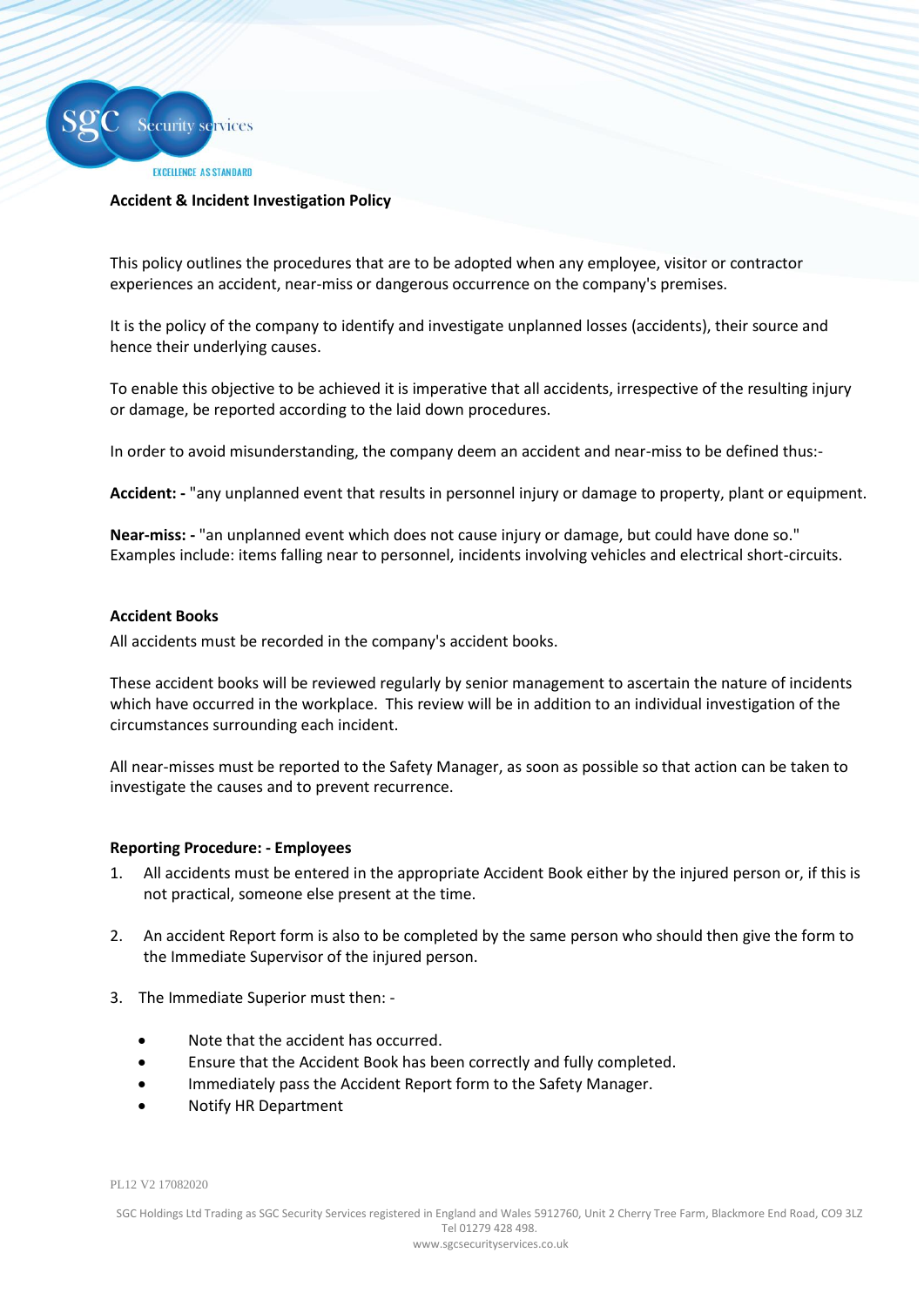# Accident & Incident Investigation Policy

This policy outlines the procedures that are to be adopted when any employee, visitor or contractor experiences an accident, near-miss or dangerous occurrence on the company's premises.

It is the policy of the company to identify and investigate unplanned losses (accidents), their source and hence their underlying causes.

To enable this objective to be achieved it is imperative that all accidents, irrespective of the resulting injury or damage, be reported according to the laid down procedures.

In order to avoid misunderstanding, the company deem an accident and near-miss to be defined thus:-

**Accident: -** "any unplanned event that results in personnel injury or damage to property, plant or equipment.

**Near-miss: -** "an unplanned event which does not cause injury or damage, but could have done so." Examples include: items falling near to personnel, incidents involving vehicles and electrical short-circuits.

## Accident Books

All accidents must be recorded in the company's accident books.

These accident books will be reviewed regularly by senior management to ascertain the nature of incidents which have occurred in the workplace. This review will be in addition to an individual investigation of the circumstances surrounding each incident.

All near-misses must be reported to the Safety Manager, as soon as possible so that action can be taken to investigate the causes and to prevent recurrence.

## Reporting Procedure: - Employees

1. All accidents must be entered in the appropriate Accident Book either by the injured person or, if this is not practical, someone else present at the time.
2. An accident Report form is also to be completed by the same person who should then give the form to the Immediate Supervisor of the injured person.
3. The Immediate Superior must then: -
   - Note that the accident has occurred.
   - Ensure that the Accident Book has been correctly and fully completed.
   - Immediately pass the Accident Report form to the Safety Manager.
   - Notify HR Department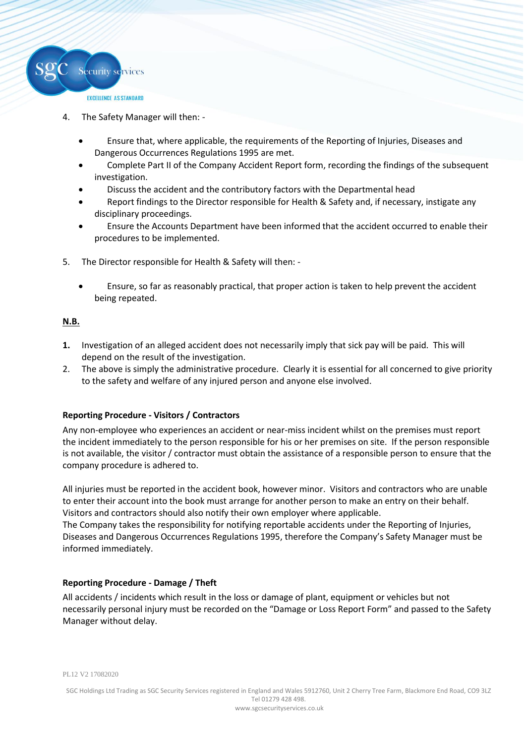4. The Safety Manager will then: -

   - Ensure that, where applicable, the requirements of the Reporting of Injuries, Diseases and Dangerous Occurrences Regulations 1995 are met.
   - Complete Part II of the Company Accident Report form, recording the findings of the subsequent investigation.
   - Discuss the accident and the contributory factors with the Departmental head
   - Report findings to the Director responsible for Health & Safety and, if necessary, instigate any disciplinary proceedings.
   - Ensure the Accounts Department have been informed that the accident occurred to enable their procedures to be implemented.

5. The Director responsible for Health & Safety will then: -

   - Ensure, so far as reasonably practical, that proper action is taken to help prevent the accident being repeated.

**N.B.**

**1.** Investigation of an alleged accident does not necessarily imply that sick pay will be paid. This will depend on the result of the investigation.

2. The above is simply the administrative procedure. Clearly it is essential for all concerned to give priority to the safety and welfare of any injured person and anyone else involved.

**Reporting Procedure - Visitors / Contractors**

Any non-employee who experiences an accident or near-miss incident whilst on the premises must report the incident immediately to the person responsible for his or her premises on site. If the person responsible is not available, the visitor / contractor must obtain the assistance of a responsible person to ensure that the company procedure is adhered to.

All injuries must be reported in the accident book, however minor. Visitors and contractors who are unable to enter their account into the book must arrange for another person to make an entry on their behalf. Visitors and contractors should also notify their own employer where applicable.
The Company takes the responsibility for notifying reportable accidents under the Reporting of Injuries, Diseases and Dangerous Occurrences Regulations 1995, therefore the Company's Safety Manager must be informed immediately.

**Reporting Procedure - Damage / Theft**

All accidents / incidents which result in the loss or damage of plant, equipment or vehicles but not necessarily personal injury must be recorded on the "Damage or Loss Report Form" and passed to the Safety Manager without delay.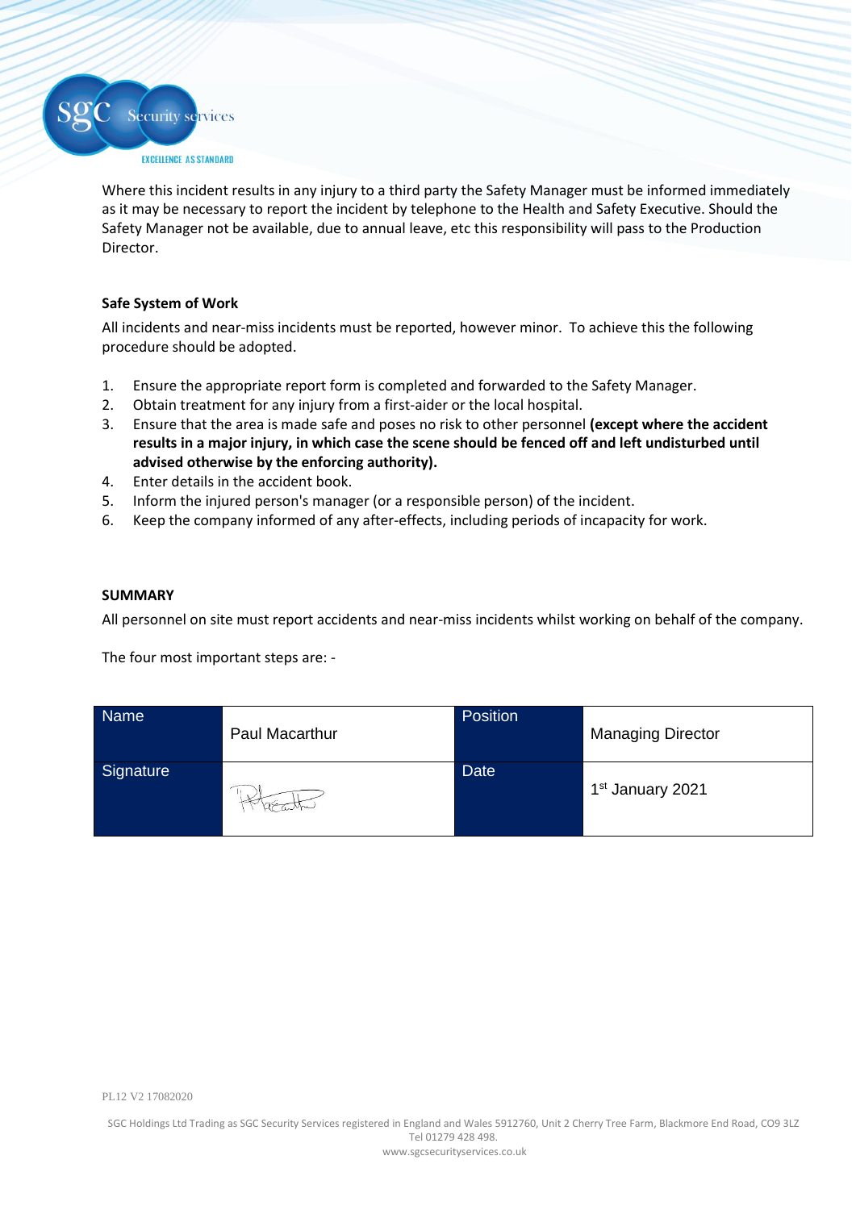Where this incident results in any injury to a third party the Safety Manager must be informed immediately as it may be necessary to report the incident by telephone to the Health and Safety Executive. Should the Safety Manager not be available, due to annual leave, etc this responsibility will pass to the Production Director.

**Safe System of Work**

All incidents and near-miss incidents must be reported, however minor. To achieve this the following procedure should be adopted.

1. Ensure the appropriate report form is completed and forwarded to the Safety Manager.
2. Obtain treatment for any injury from a first-aider or the local hospital.
3. Ensure that the area is made safe and poses no risk to other personnel **(except where the accident results in a major injury, in which case the scene should be fenced off and left undisturbed until advised otherwise by the enforcing authority).**
4. Enter details in the accident book.
5. Inform the injured person's manager (or a responsible person) of the incident.
6. Keep the company informed of any after-effects, including periods of incapacity for work.

**SUMMARY**

All personnel on site must report accidents and near-miss incidents whilst working on behalf of the company.

The four most important steps are: -

| | | | |
|---|---|---|---|
| Name | Paul Macarthur | Position | Managing Director |
| Signature | | Date | 1st January 2021 |

PL12 V2 17082020

SGC Holdings Ltd Trading as SGC Security Services registered in England and Wales 5912760, Unit 2 Cherry Tree Farm, Blackmore End Road, CO9 3LZ
Tel 01279 428 498.
www.sgcsecurityservices.co.uk